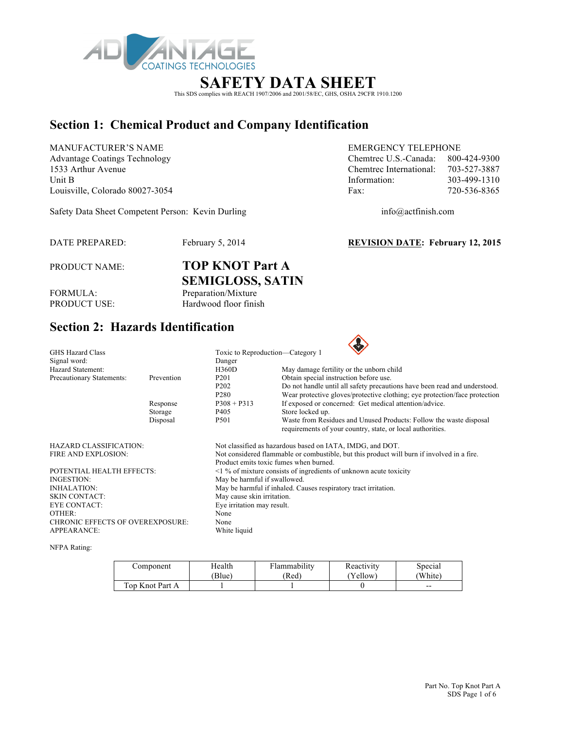ADVANTAGE COATINGS TECHNOLOGIES

# SAFETY DATA SHEET

This SDS complies with REACH 1907/2006 and 2001/58/EC, GHS, OSHA 29CFR 1910.1200

## Section 1: Chemical Product and Company Identification

MANUFACTURER'S NAME
Advantage Coatings Technology
1533 Arthur Avenue
Unit B
Louisville, Colorado 80027-3054

EMERGENCY TELEPHONE
Chemtrec U.S.-Canada: 800-424-9300
Chemtrec International: 703-527-3887
Information: 303-499-1310
Fax: 720-536-8365

Safety Data Sheet Competent Person: Kevin Durling

info@actfinish.com

DATE PREPARED: February 5, 2014

**REVISION DATE: February 12, 2015**

PRODUCT NAME: **TOP KNOT Part A SEMIGLOSS, SATIN**

FORMULA: Preparation/Mixture

PRODUCT USE: Hardwood floor finish

## Section 2: Hazards Identification

| | | | |
|---|---|---|---|
| GHS Hazard Class | | Toxic to Reproduction—Category 1 | |
| Signal word: | | Danger | |
| Hazard Statement: | | H360D | May damage fertility or the unborn child |
| Precautionary Statements: | Prevention | P201 | Obtain special instruction before use. |
| | | P202 | Do not handle until all safety precautions have been read and understood. |
| | | P280 | Wear protective gloves/protective clothing; eye protection/face protection |
| | Response | P308 + P313 | If exposed or concerned: Get medical attention/advice. |
| | Storage | P405 | Store locked up. |
| | Disposal | P501 | Waste from Residues and Unused Products: Follow the waste disposal requirements of your country, state, or local authorities. |

HAZARD CLASSIFICATION: Not classified as hazardous based on IATA, IMDG, and DOT.

FIRE AND EXPLOSION: Not considered flammable or combustible, but this product will burn if involved in a fire. Product emits toxic fumes when burned.

POTENTIAL HEALTH EFFECTS: <1 % of mixture consists of ingredients of unknown acute toxicity

INGESTION: May be harmful if swallowed.

INHALATION: May be harmful if inhaled. Causes respiratory tract irritation.

SKIN CONTACT: May cause skin irritation.

EYE CONTACT: Eye irritation may result.

OTHER: None

CHRONIC EFFECTS OF OVEREXPOSURE: None

APPEARANCE: White liquid

NFPA Rating:

| Component | Health (Blue) | Flammability (Red) | Reactivity (Yellow) | Special (White) |
|---|---|---|---|---|
| Top Knot Part A | 1 | 1 | 0 | -- |

Part No. Top Knot Part A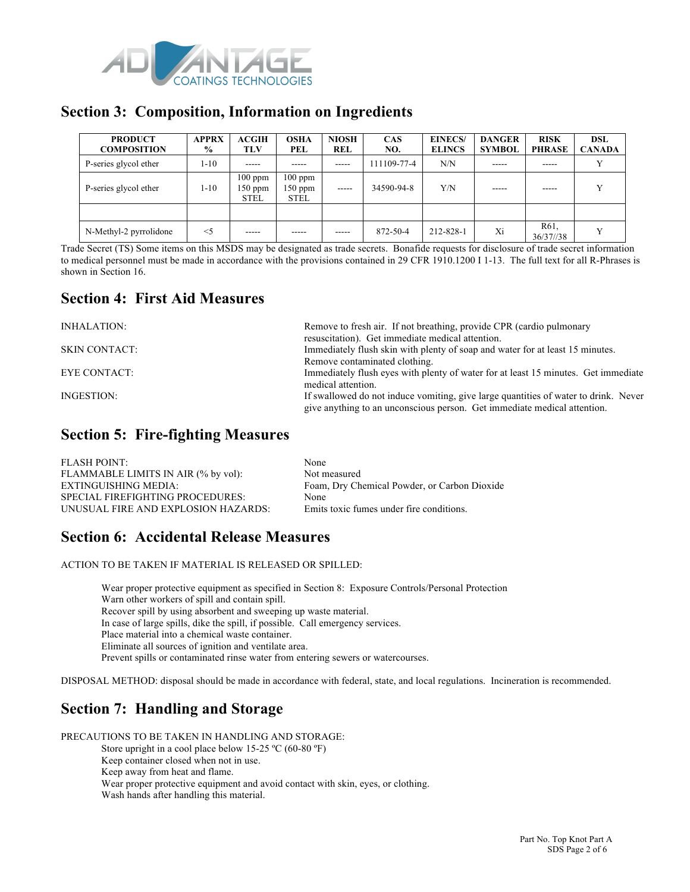## Section 3: Composition, Information on Ingredients

| PRODUCT COMPOSITION | APPRX % | ACGIH TLV | OSHA PEL | NIOSH REL | CAS NO. | EINECS/ ELINCS | DANGER SYMBOL | RISK PHRASE | DSL CANADA |
|---|---|---|---|---|---|---|---|---|---|
| P-series glycol ether | 1-10 | ----- | ----- | ----- | 111109-77-4 | N/N | ----- | ----- | Y |
| P-series glycol ether | 1-10 | 100 ppm 150 ppm STEL | 100 ppm 150 ppm STEL | ----- | 34590-94-8 | Y/N | ----- | ----- | Y |
| | | | | | | | | | |
| N-Methyl-2 pyrrolidone | <5 | ----- | ----- | ----- | 872-50-4 | 212-828-1 | Xi | R61, 36/37//38 | Y |

Trade Secret (TS) Some items on this MSDS may be designated as trade secrets. Bonafide requests for disclosure of trade secret information to medical personnel must be made in accordance with the provisions contained in 29 CFR 1910.1200 I 1-13. The full text for all R-Phrases is shown in Section 16.

## Section 4: First Aid Measures

INHALATION: Remove to fresh air. If not breathing, provide CPR (cardio pulmonary resuscitation). Get immediate medical attention.

SKIN CONTACT: Immediately flush skin with plenty of soap and water for at least 15 minutes. Remove contaminated clothing.

EYE CONTACT: Immediately flush eyes with plenty of water for at least 15 minutes. Get immediate medical attention.

INGESTION: If swallowed do not induce vomiting, give large quantities of water to drink. Never give anything to an unconscious person. Get immediate medical attention.

## Section 5: Fire-fighting Measures

FLASH POINT: None
FLAMMABLE LIMITS IN AIR (% by vol): Not measured
EXTINGUISHING MEDIA: Foam, Dry Chemical Powder, or Carbon Dioxide
SPECIAL FIREFIGHTING PROCEDURES: None
UNUSUAL FIRE AND EXPLOSION HAZARDS: Emits toxic fumes under fire conditions.

## Section 6: Accidental Release Measures

ACTION TO BE TAKEN IF MATERIAL IS RELEASED OR SPILLED:

Wear proper protective equipment as specified in Section 8: Exposure Controls/Personal Protection
Warn other workers of spill and contain spill.
Recover spill by using absorbent and sweeping up waste material.
In case of large spills, dike the spill, if possible. Call emergency services.
Place material into a chemical waste container.
Eliminate all sources of ignition and ventilate area.
Prevent spills or contaminated rinse water from entering sewers or watercourses.

DISPOSAL METHOD: disposal should be made in accordance with federal, state, and local regulations. Incineration is recommended.

## Section 7: Handling and Storage

PRECAUTIONS TO BE TAKEN IN HANDLING AND STORAGE:

Store upright in a cool place below 15-25 ºC (60-80 ºF)
Keep container closed when not in use.
Keep away from heat and flame.
Wear proper protective equipment and avoid contact with skin, eyes, or clothing.
Wash hands after handling this material.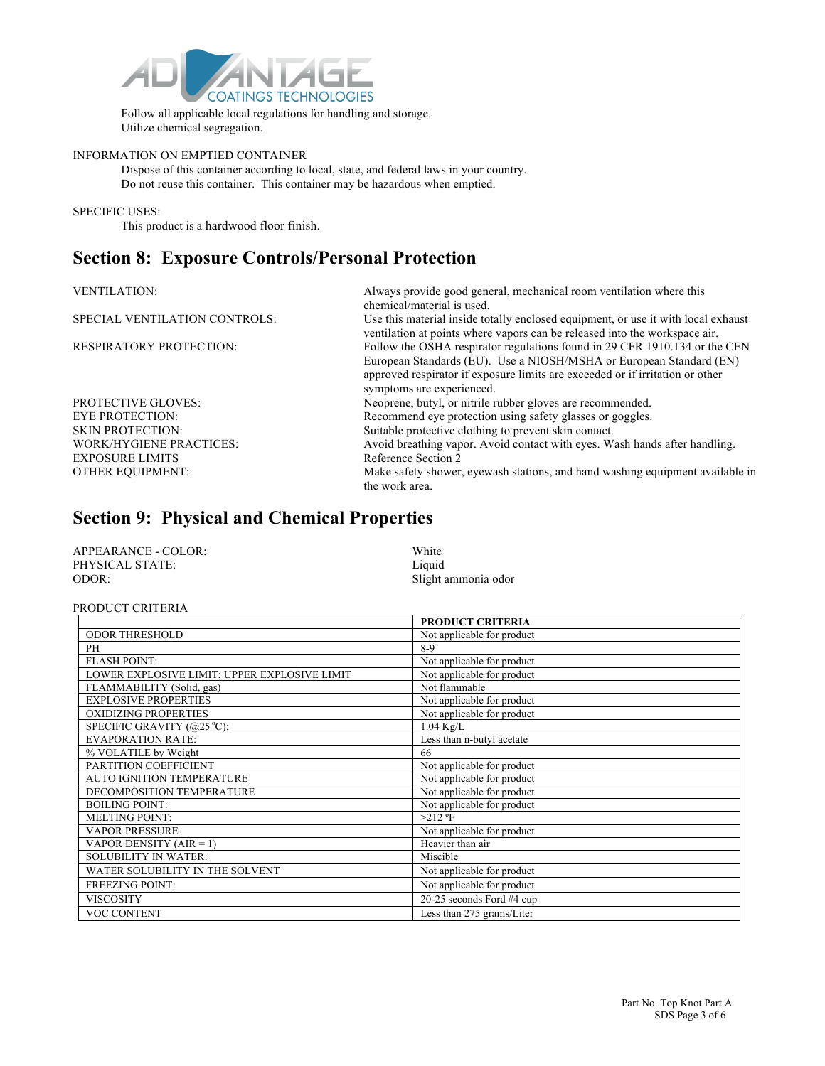Follow all applicable local regulations for handling and storage.
Utilize chemical segregation.

INFORMATION ON EMPTIED CONTAINER

Dispose of this container according to local, state, and federal laws in your country.
Do not reuse this container. This container may be hazardous when emptied.

SPECIFIC USES:

This product is a hardwood floor finish.

## Section 8: Exposure Controls/Personal Protection

| | |
|---|---|
| VENTILATION: | Always provide good general, mechanical room ventilation where this chemical/material is used. |
| SPECIAL VENTILATION CONTROLS: | Use this material inside totally enclosed equipment, or use it with local exhaust ventilation at points where vapors can be released into the workspace air. |
| RESPIRATORY PROTECTION: | Follow the OSHA respirator regulations found in 29 CFR 1910.134 or the CEN European Standards (EU). Use a NIOSH/MSHA or European Standard (EN) approved respirator if exposure limits are exceeded or if irritation or other symptoms are experienced. |
| PROTECTIVE GLOVES: | Neoprene, butyl, or nitrile rubber gloves are recommended. |
| EYE PROTECTION: | Recommend eye protection using safety glasses or goggles. |
| SKIN PROTECTION: | Suitable protective clothing to prevent skin contact |
| WORK/HYGIENE PRACTICES: | Avoid breathing vapor. Avoid contact with eyes. Wash hands after handling. |
| EXPOSURE LIMITS | Reference Section 2 |
| OTHER EQUIPMENT: | Make safety shower, eyewash stations, and hand washing equipment available in the work area. |

## Section 9: Physical and Chemical Properties

| | |
|---|---|
| APPEARANCE - COLOR: | White |
| PHYSICAL STATE: | Liquid |
| ODOR: | Slight ammonia odor |

PRODUCT CRITERIA

| | **PRODUCT CRITERIA** |
|---|---|
| ODOR THRESHOLD | Not applicable for product |
| PH | 8-9 |
| FLASH POINT: | Not applicable for product |
| LOWER EXPLOSIVE LIMIT; UPPER EXPLOSIVE LIMIT | Not applicable for product |
| FLAMMABILITY (Solid, gas) | Not flammable |
| EXPLOSIVE PROPERTIES | Not applicable for product |
| OXIDIZING PROPERTIES | Not applicable for product |
| SPECIFIC GRAVITY (@25 ºC): | 1.04 Kg/L |
| EVAPORATION RATE: | Less than n-butyl acetate |
| % VOLATILE by Weight | 66 |
| PARTITION COEFFICIENT | Not applicable for product |
| AUTO IGNITION TEMPERATURE | Not applicable for product |
| DECOMPOSITION TEMPERATURE | Not applicable for product |
| BOILING POINT: | Not applicable for product |
| MELTING POINT: | >212 ºF |
| VAPOR PRESSURE | Not applicable for product |
| VAPOR DENSITY (AIR = 1) | Heavier than air |
| SOLUBILITY IN WATER: | Miscible |
| WATER SOLUBILITY IN THE SOLVENT | Not applicable for product |
| FREEZING POINT: | Not applicable for product |
| VISCOSITY | 20-25 seconds Ford #4 cup |
| VOC CONTENT | Less than 275 grams/Liter |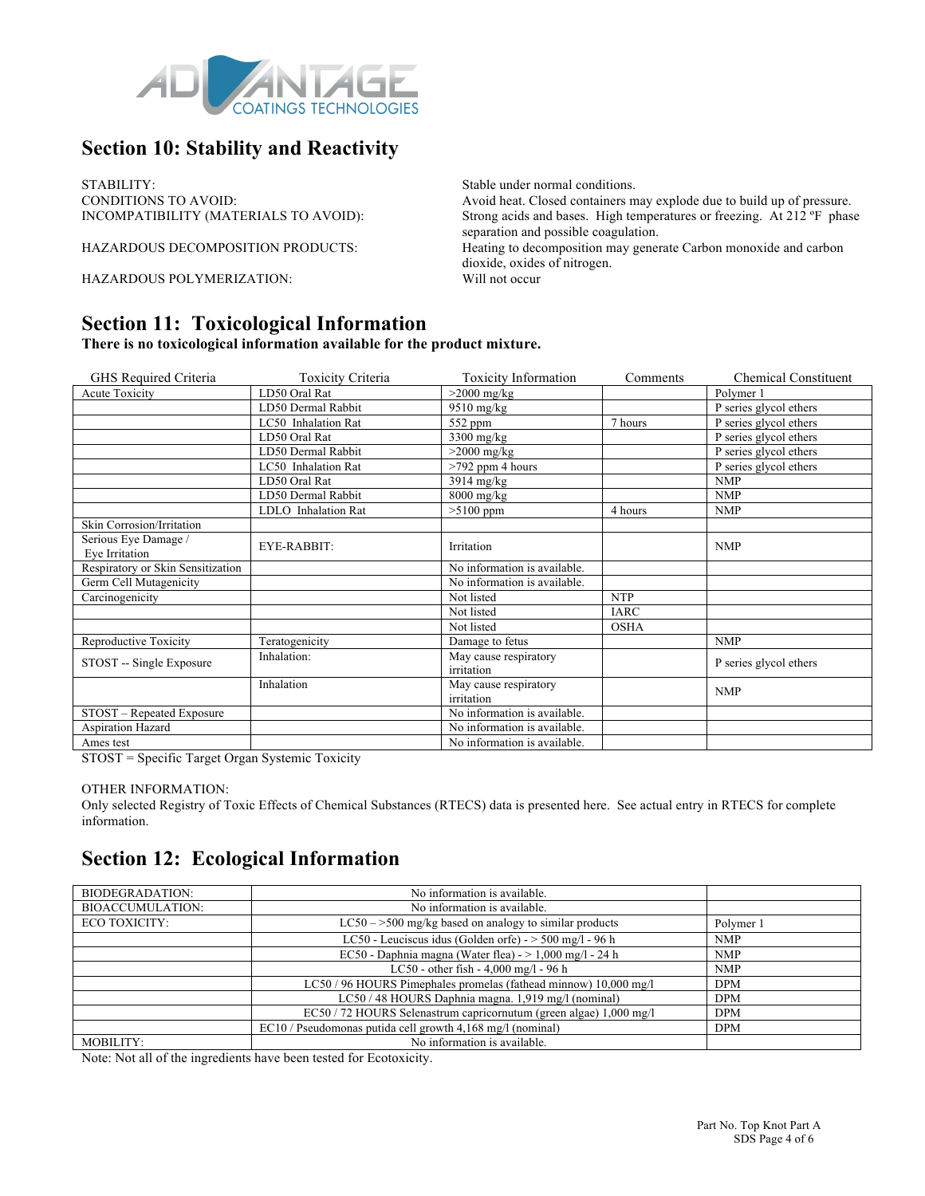## Section 10: Stability and Reactivity

| | |
|---|---|
| STABILITY: | Stable under normal conditions. |
| CONDITIONS TO AVOID: | Avoid heat. Closed containers may explode due to build up of pressure. |
| INCOMPATIBILITY (MATERIALS TO AVOID): | Strong acids and bases. High temperatures or freezing. At 212 ºF phase separation and possible coagulation. |
| HAZARDOUS DECOMPOSITION PRODUCTS: | Heating to decomposition may generate Carbon monoxide and carbon dioxide, oxides of nitrogen. |
| HAZARDOUS POLYMERIZATION: | Will not occur |

## Section 11: Toxicological Information

**There is no toxicological information available for the product mixture.**

| GHS Required Criteria | Toxicity Criteria | Toxicity Information | Comments | Chemical Constituent |
|---|---|---|---|---|
| Acute Toxicity | LD50 Oral Rat | >2000 mg/kg | | Polymer 1 |
| | LD50 Dermal Rabbit | 9510 mg/kg | | P series glycol ethers |
| | LC50 Inhalation Rat | 552 ppm | 7 hours | P series glycol ethers |
| | LD50 Oral Rat | 3300 mg/kg | | P series glycol ethers |
| | LD50 Dermal Rabbit | >2000 mg/kg | | P series glycol ethers |
| | LC50 Inhalation Rat | >792 ppm 4 hours | | P series glycol ethers |
| | LD50 Oral Rat | 3914 mg/kg | | NMP |
| | LD50 Dermal Rabbit | 8000 mg/kg | | NMP |
| | LDLO Inhalation Rat | >5100 ppm | 4 hours | NMP |
| Skin Corrosion/Irritation | | | | |
| Serious Eye Damage / Eye Irritation | EYE-RABBIT: | Irritation | | NMP |
| Respiratory or Skin Sensitization | | No information is available. | | |
| Germ Cell Mutagenicity | | No information is available. | | |
| Carcinogenicity | | Not listed | NTP | |
| | | Not listed | IARC | |
| | | Not listed | OSHA | |
| Reproductive Toxicity | Teratogenicity | Damage to fetus | | NMP |
| STOST -- Single Exposure | Inhalation: | May cause respiratory irritation | | P series glycol ethers |
| | Inhalation | May cause respiratory irritation | | NMP |
| STOST – Repeated Exposure | | No information is available. | | |
| Aspiration Hazard | | No information is available. | | |
| Ames test | | No information is available. | | |

STOST = Specific Target Organ Systemic Toxicity

OTHER INFORMATION:
Only selected Registry of Toxic Effects of Chemical Substances (RTECS) data is presented here. See actual entry in RTECS for complete information.

## Section 12: Ecological Information

| | | |
|---|---|---|
| BIODEGRADATION: | No information is available. | |
| BIOACCUMULATION: | No information is available. | |
| ECO TOXICITY: | LC50 – >500 mg/kg based on analogy to similar products | Polymer 1 |
| | LC50 - Leuciscus idus (Golden orfe) - > 500 mg/l - 96 h | NMP |
| | EC50 - Daphnia magna (Water flea) - > 1,000 mg/l - 24 h | NMP |
| | LC50 - other fish - 4,000 mg/l - 96 h | NMP |
| | LC50 / 96 HOURS Pimephales promelas (fathead minnow) 10,000 mg/l | DPM |
| | LC50 / 48 HOURS Daphnia magna. 1,919 mg/l (nominal) | DPM |
| | EC50 / 72 HOURS Selenastrum capricornutum (green algae) 1,000 mg/l | DPM |
| | EC10 / Pseudomonas putida cell growth 4,168 mg/l (nominal) | DPM |
| MOBILITY: | No information is available. | |

Note: Not all of the ingredients have been tested for Ecotoxicity.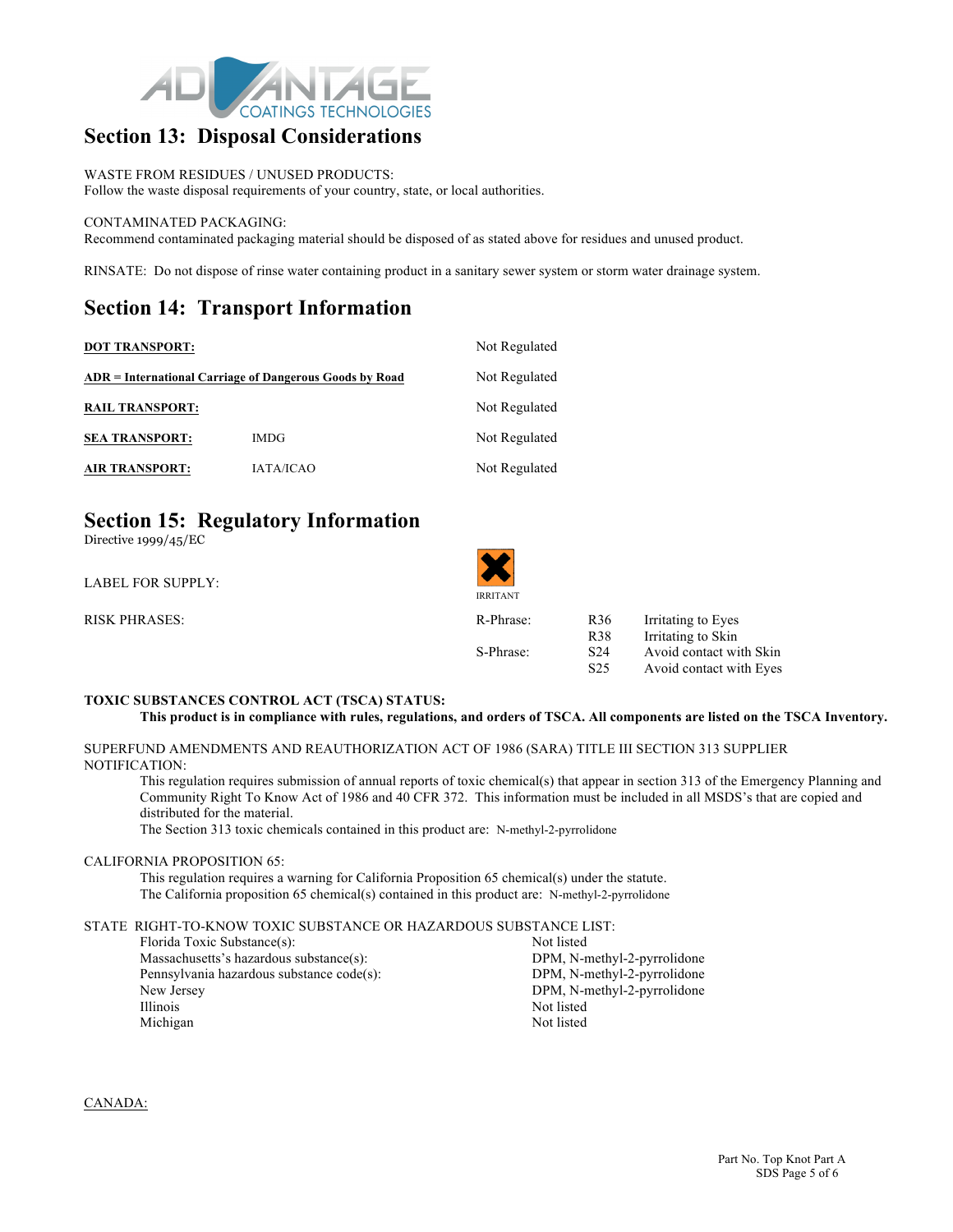## Section 13: Disposal Considerations

WASTE FROM RESIDUES / UNUSED PRODUCTS:
Follow the waste disposal requirements of your country, state, or local authorities.

CONTAMINATED PACKAGING:
Recommend contaminated packaging material should be disposed of as stated above for residues and unused product.

RINSATE: Do not dispose of rinse water containing product in a sanitary sewer system or storm water drainage system.

## Section 14: Transport Information

| | | |
|---|---|---|
| **DOT TRANSPORT:** | | Not Regulated |
| **ADR = International Carriage of Dangerous Goods by Road** | | Not Regulated |
| **RAIL TRANSPORT:** | | Not Regulated |
| **SEA TRANSPORT:** | IMDG | Not Regulated |
| **AIR TRANSPORT:** | IATA/ICAO | Not Regulated |

## Section 15: Regulatory Information

Directive 1999/45/EC

LABEL FOR SUPPLY: IRRITANT

RISK PHRASES:

| | | |
|---|---|---|
| R-Phrase: | R36 | Irritating to Eyes |
| | R38 | Irritating to Skin |
| S-Phrase: | S24 | Avoid contact with Skin |
| | S25 | Avoid contact with Eyes |

**TOXIC SUBSTANCES CONTROL ACT (TSCA) STATUS:**
**This product is in compliance with rules, regulations, and orders of TSCA. All components are listed on the TSCA Inventory.**

SUPERFUND AMENDMENTS AND REAUTHORIZATION ACT OF 1986 (SARA) TITLE III SECTION 313 SUPPLIER NOTIFICATION:
This regulation requires submission of annual reports of toxic chemical(s) that appear in section 313 of the Emergency Planning and Community Right To Know Act of 1986 and 40 CFR 372. This information must be included in all MSDS's that are copied and distributed for the material.
The Section 313 toxic chemicals contained in this product are: N-methyl-2-pyrrolidone

CALIFORNIA PROPOSITION 65:
This regulation requires a warning for California Proposition 65 chemical(s) under the statute.
The California proposition 65 chemical(s) contained in this product are: N-methyl-2-pyrrolidone

STATE RIGHT-TO-KNOW TOXIC SUBSTANCE OR HAZARDOUS SUBSTANCE LIST:

| | |
|---|---|
| Florida Toxic Substance(s): | Not listed |
| Massachusetts's hazardous substance(s): | DPM, N-methyl-2-pyrrolidone |
| Pennsylvania hazardous substance code(s): | DPM, N-methyl-2-pyrrolidone |
| New Jersey | DPM, N-methyl-2-pyrrolidone |
| Illinois | Not listed |
| Michigan | Not listed |

CANADA: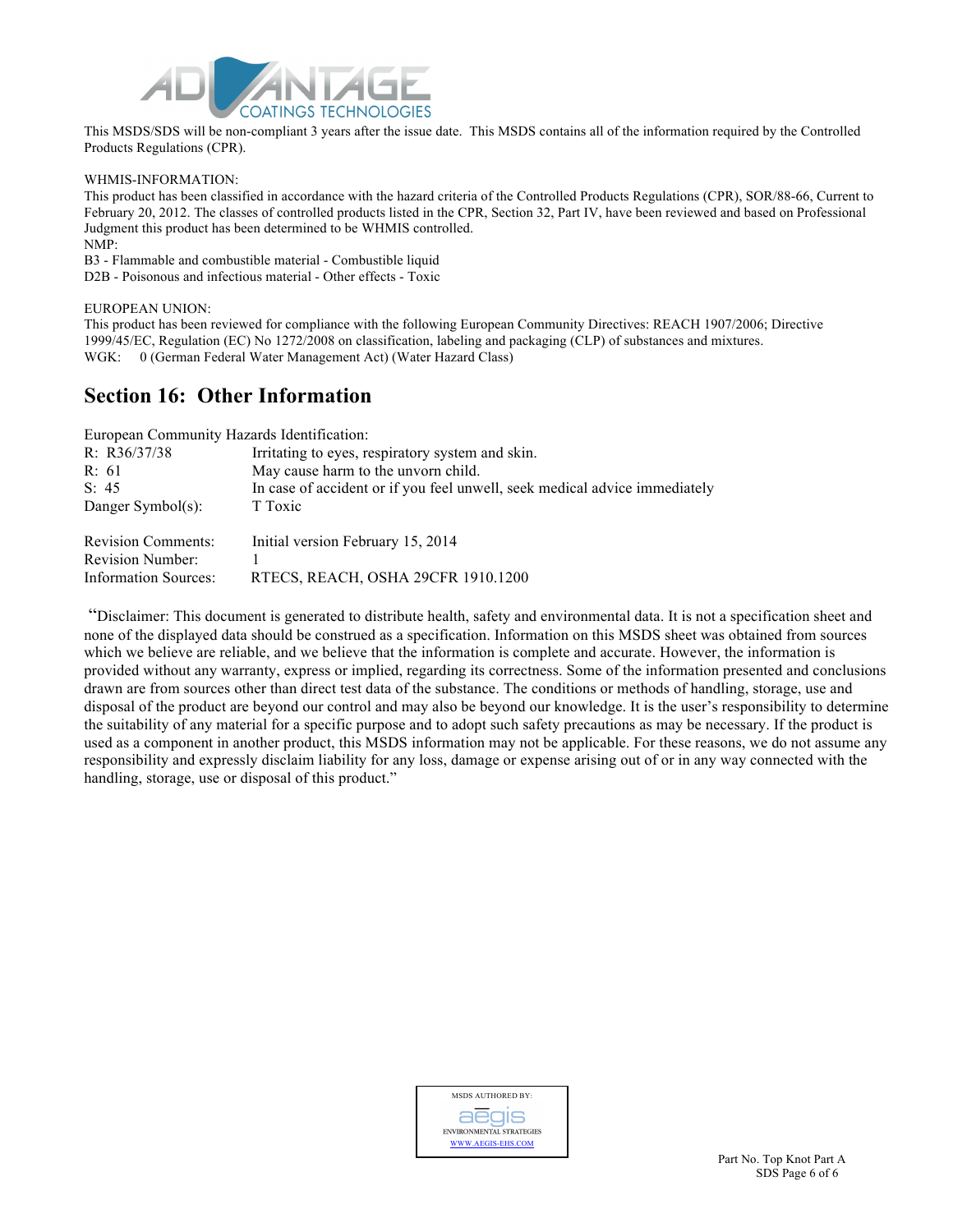This MSDS/SDS will be non-compliant 3 years after the issue date. This MSDS contains all of the information required by the Controlled Products Regulations (CPR).

WHMIS-INFORMATION:
This product has been classified in accordance with the hazard criteria of the Controlled Products Regulations (CPR), SOR/88-66, Current to February 20, 2012. The classes of controlled products listed in the CPR, Section 32, Part IV, have been reviewed and based on Professional Judgment this product has been determined to be WHMIS controlled.
NMP:
B3 - Flammable and combustible material - Combustible liquid
D2B - Poisonous and infectious material - Other effects - Toxic

EUROPEAN UNION:
This product has been reviewed for compliance with the following European Community Directives: REACH 1907/2006; Directive 1999/45/EC, Regulation (EC) No 1272/2008 on classification, labeling and packaging (CLP) of substances and mixtures.
WGK: 0 (German Federal Water Management Act) (Water Hazard Class)

## Section 16: Other Information

European Community Hazards Identification:

| | |
|---|---|
| R: R36/37/38 | Irritating to eyes, respiratory system and skin. |
| R: 61 | May cause harm to the unvorn child. |
| S: 45 | In case of accident or if you feel unwell, seek medical advice immediately |
| Danger Symbol(s): | T Toxic |

| | |
|---|---|
| Revision Comments: | Initial version February 15, 2014 |
| Revision Number: | 1 |
| Information Sources: | RTECS, REACH, OSHA 29CFR 1910.1200 |

"Disclaimer: This document is generated to distribute health, safety and environmental data. It is not a specification sheet and none of the displayed data should be construed as a specification. Information on this MSDS sheet was obtained from sources which we believe are reliable, and we believe that the information is complete and accurate. However, the information is provided without any warranty, express or implied, regarding its correctness. Some of the information presented and conclusions drawn are from sources other than direct test data of the substance. The conditions or methods of handling, storage, use and disposal of the product are beyond our control and may also be beyond our knowledge. It is the user's responsibility to determine the suitability of any material for a specific purpose and to adopt such safety precautions as may be necessary. If the product is used as a component in another product, this MSDS information may not be applicable. For these reasons, we do not assume any responsibility and expressly disclaim liability for any loss, damage or expense arising out of or in any way connected with the handling, storage, use or disposal of this product."

MSDS AUTHORED BY:
aegis
ENVIRONMENTAL STRATEGIES
WWW.AEGIS-EHS.COM

Part No. Top Knot Part A